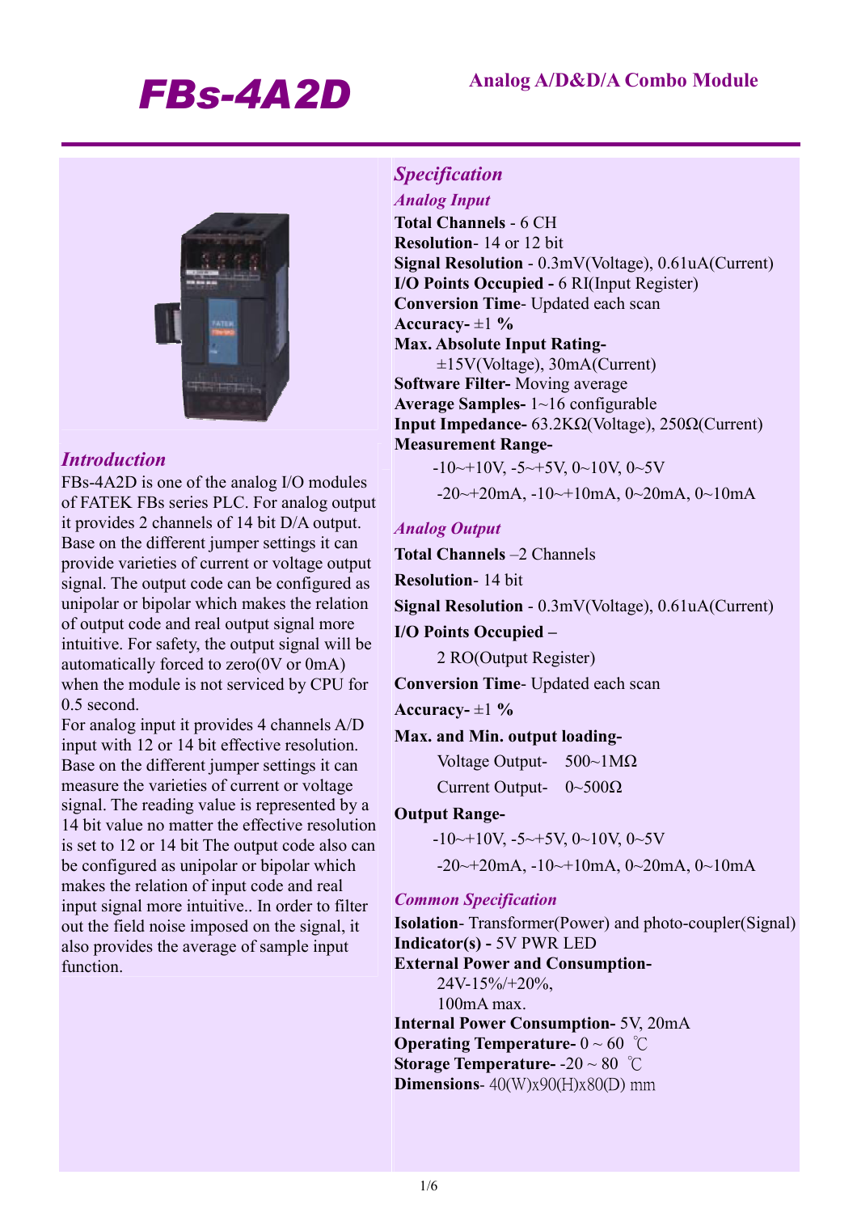# FBs-4A2D

**Analog A/D&D/A Combo Module**

## *Introduction*

FBs-4A2D is one of the analog I/O modules of FATEK FBs series PLC. For analog output it provides 2 channels of 14 bit D/A output. Base on the different jumper settings it can provide varieties of current or voltage output signal. The output code can be configured as unipolar or bipolar which makes the relation of output code and real output signal more intuitive. For safety, the output signal will be automatically forced to zero(0V or 0mA) when the module is not serviced by CPU for 0.5 second.

For analog input it provides 4 channels A/D input with 12 or 14 bit effective resolution. Base on the different jumper settings it can measure the varieties of current or voltage signal. The reading value is represented by a 14 bit value no matter the effective resolution is set to 12 or 14 bit The output code also can be configured as unipolar or bipolar which makes the relation of input code and real input signal more intuitive.. In order to filter out the field noise imposed on the signal, it also provides the average of sample input function.

## *Specification*

### *Analog Input*

**Total Channels** - 6 CH
**Resolution**- 14 or 12 bit
**Signal Resolution** - 0.3mV(Voltage), 0.61uA(Current)
**I/O Points Occupied -** 6 RI(Input Register)
**Conversion Time**- Updated each scan
**Accuracy-** ±1 **%**
**Max. Absolute Input Rating-**
±15V(Voltage), 30mA(Current)
**Software Filter-** Moving average
**Average Samples-** 1~16 configurable
**Input Impedance-** 63.2KΩ(Voltage), 250Ω(Current)
**Measurement Range-**
-10~+10V, -5~+5V, 0~10V, 0~5V
-20~+20mA, -10~+10mA, 0~20mA, 0~10mA

### *Analog Output*

**Total Channels** –2 Channels
**Resolution**- 14 bit
**Signal Resolution** - 0.3mV(Voltage), 0.61uA(Current)
**I/O Points Occupied –**
2 RO(Output Register)
**Conversion Time**- Updated each scan
**Accuracy-** ±1 **%**
**Max. and Min. output loading-**
Voltage Output- 500~1MΩ
Current Output- 0~500Ω
**Output Range-**
-10~+10V, -5~+5V, 0~10V, 0~5V
-20~+20mA, -10~+10mA, 0~20mA, 0~10mA

### *Common Specification*

**Isolation**- Transformer(Power) and photo-coupler(Signal)
**Indicator(s) -** 5V PWR LED
**External Power and Consumption-**
24V-15%/+20%,
100mA max.
**Internal Power Consumption-** 5V, 20mA
**Operating Temperature-** 0 ~ 60 ℃
**Storage Temperature-** -20 ~ 80 ℃
**Dimensions**- 40(W)x90(H)x80(D) mm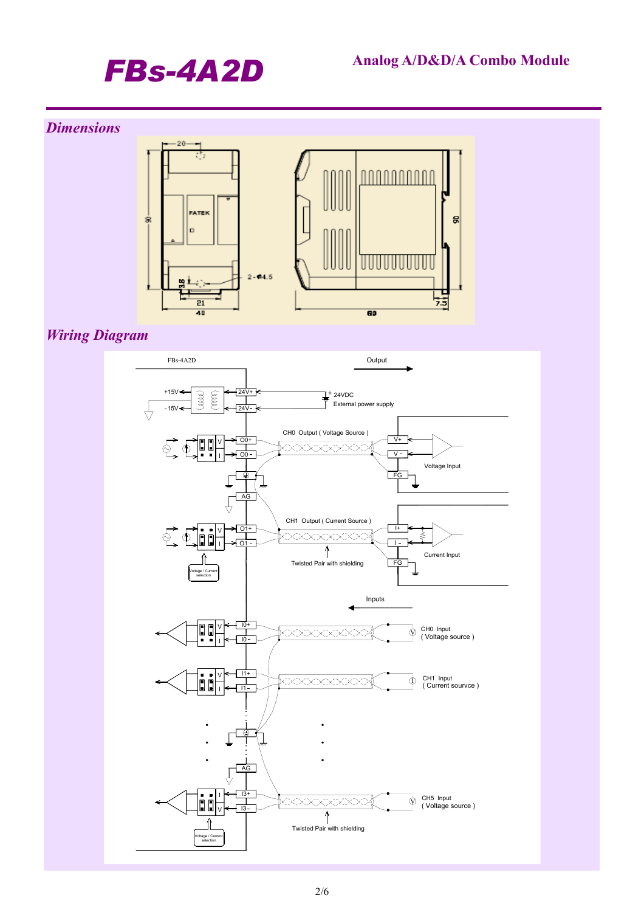## Dimensions

## Wiring Diagram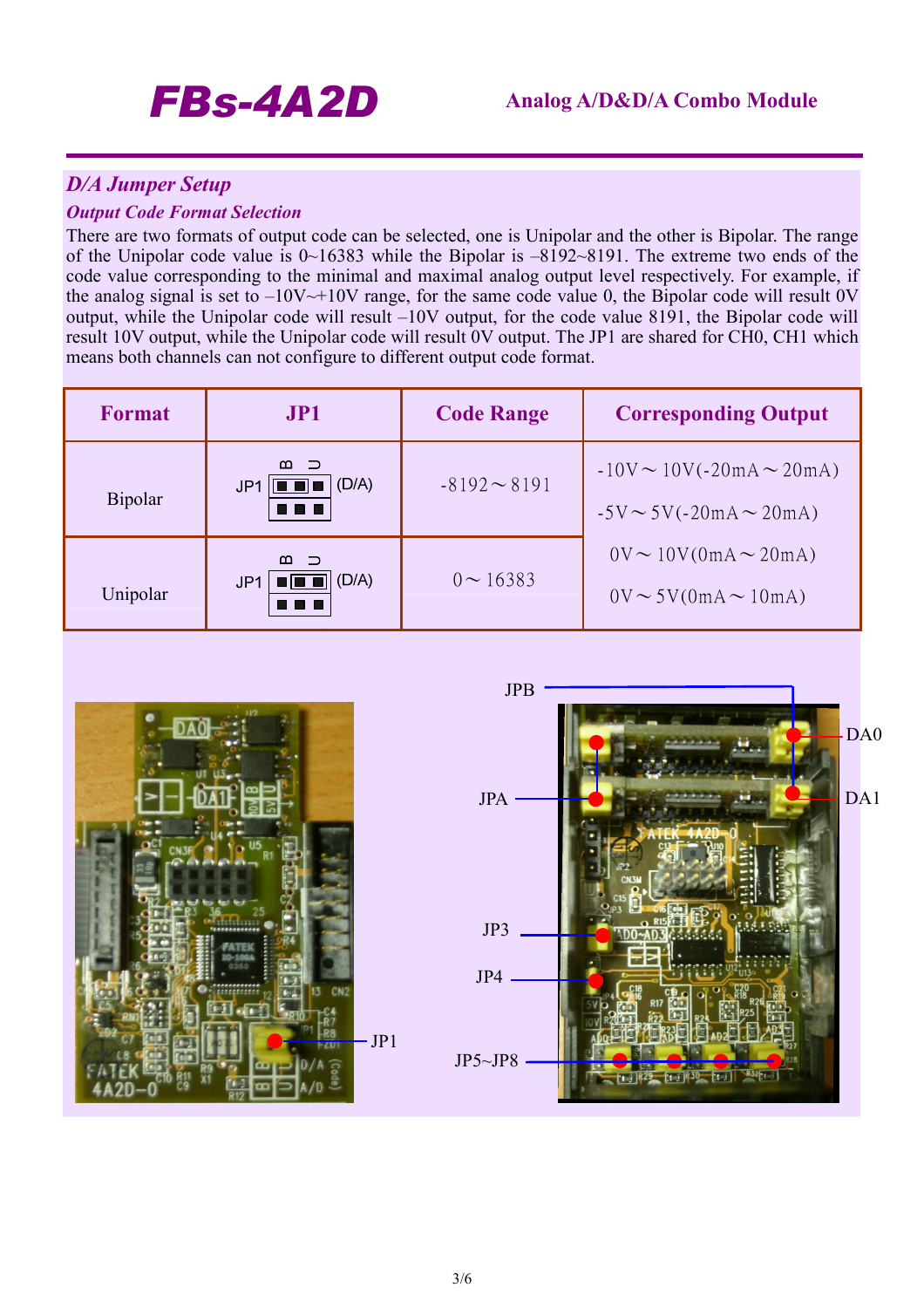## D/A Jumper Setup

### Output Code Format Selection

There are two formats of output code can be selected, one is Unipolar and the other is Bipolar. The range of the Unipolar code value is 0~16383 while the Bipolar is –8192~8191. The extreme two ends of the code value corresponding to the minimal and maximal analog output level respectively. For example, if the analog signal is set to –10V~+10V range, for the same code value 0, the Bipolar code will result 0V output, while the Unipolar code will result –10V output, for the code value 8191, the Bipolar code will result 10V output, while the Unipolar code will result 0V output. The JP1 are shared for CH0, CH1 which means both channels can not configure to different output code format.

| Format | JP1 | Code Range | Corresponding Output |
|---|---|---|---|
| Bipolar | JP1 (B U) (D/A) | -8192～8191 | -10V～10V(-20mA～20mA)<br>-5V～5V(-20mA～20mA)<br>0V～10V(0mA～20mA)<br>0V～5V(0mA～10mA) |
| Unipolar | JP1 (B U) (D/A) | 0～16383 | |

JPB

DA0

JPA

DA1

JP3

JP4

JP1

JP5~JP8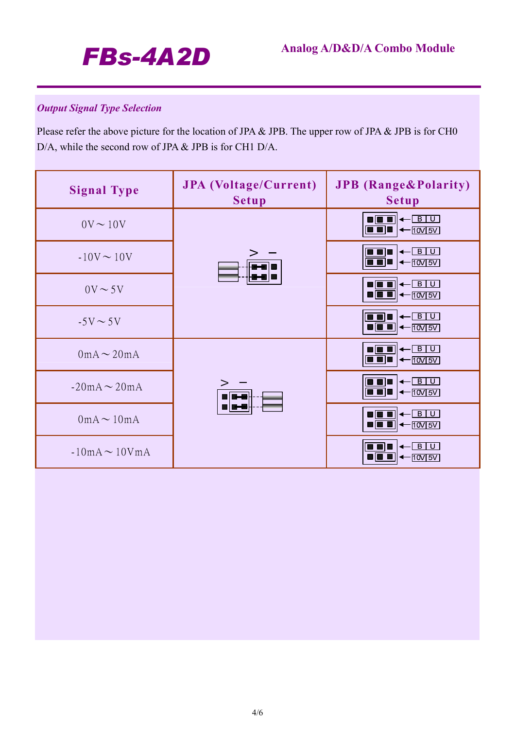### *Output Signal Type Selection*

Please refer the above picture for the location of JPA & JPB. The upper row of JPA & JPB is for CH0 D/A, while the second row of JPA & JPB is for CH1 D/A.

| Signal Type | JPA (Voltage/Current) Setup | JPB (Range&Polarity) Setup |
|---|---|---|
| 0V～10V | > − | B U / 10V 5V |
| -10V～10V | | B U / 10V 5V |
| 0V～5V | | B U / 10V 5V |
| -5V～5V | | B U / 10V 5V |
| 0mA～20mA | > − | B U / 10V 5V |
| -20mA～20mA | | B U / 10V 5V |
| 0mA～10mA | | B U / 10V 5V |
| -10mA～10VmA | | B U / 10V 5V |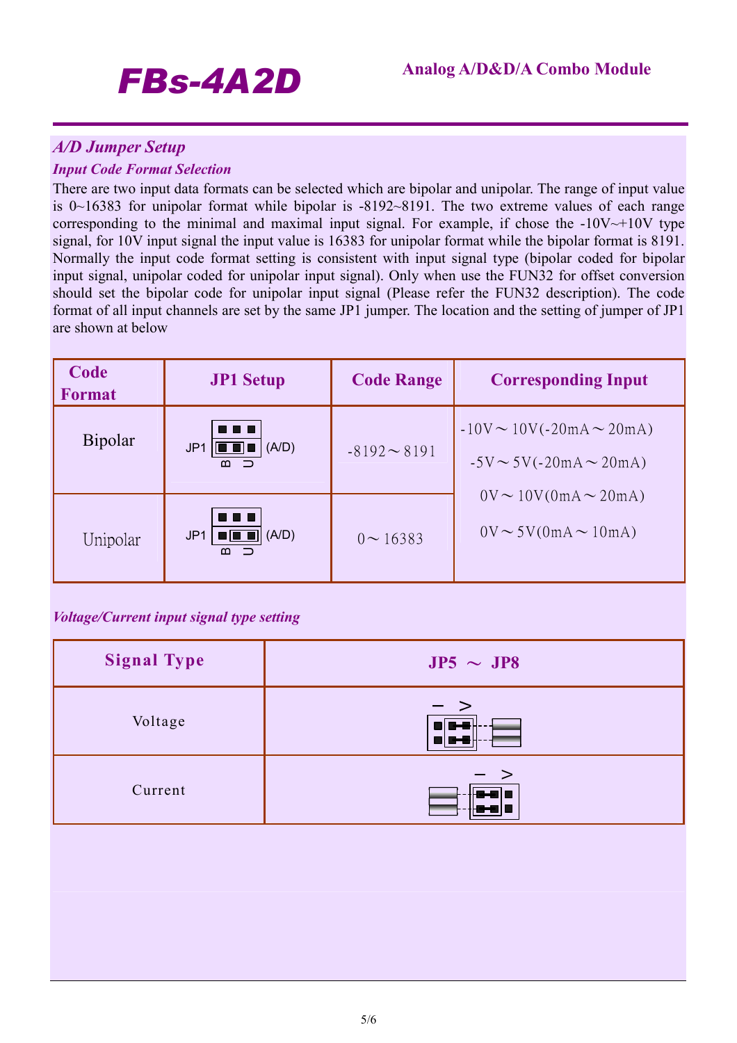## A/D Jumper Setup

### Input Code Format Selection

There are two input data formats can be selected which are bipolar and unipolar. The range of input value is 0~16383 for unipolar format while bipolar is -8192~8191. The two extreme values of each range corresponding to the minimal and maximal input signal. For example, if chose the -10V~+10V type signal, for 10V input signal the input value is 16383 for unipolar format while the bipolar format is 8191. Normally the input code format setting is consistent with input signal type (bipolar coded for bipolar input signal, unipolar coded for unipolar input signal). Only when use the FUN32 for offset conversion should set the bipolar code for unipolar input signal (Please refer the FUN32 description). The code format of all input channels are set by the same JP1 jumper. The location and the setting of jumper of JP1 are shown at below

| Code Format | JP1 Setup | Code Range | Corresponding Input |
|---|---|---|---|
| Bipolar | JP1 (A/D) B U | -8192～8191 | -10V～10V(-20mA～20mA)<br>-5V～5V(-20mA～20mA)<br>0V～10V(0mA～20mA)<br>0V～5V(0mA～10mA) |
| Unipolar | JP1 (A/D) B U | 0～16383 | |

### Voltage/Current input signal type setting

| Signal Type | JP5 ～ JP8 |
|---|---|
| Voltage | I V |
| Current | I V |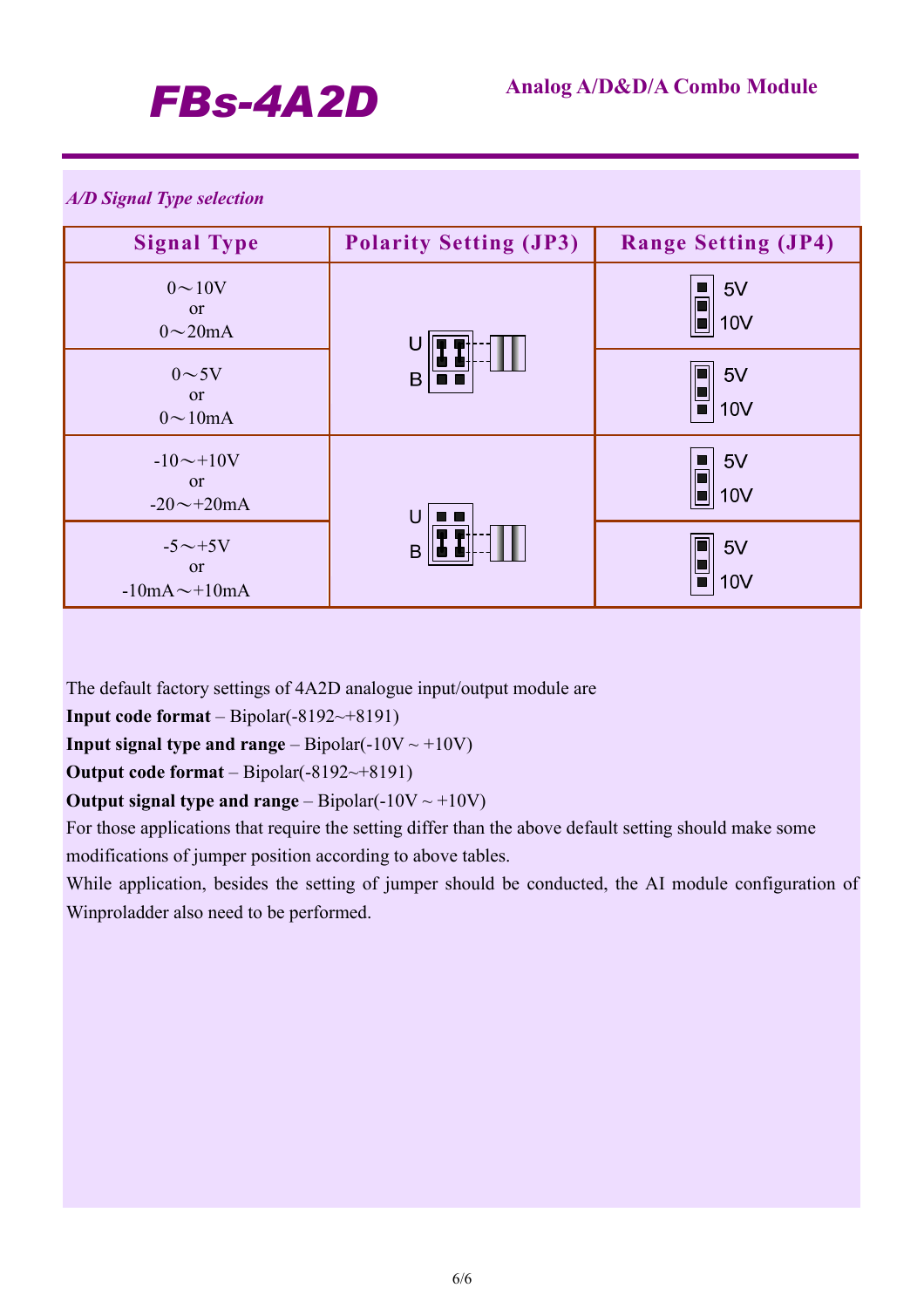*A/D Signal Type selection*

| Signal Type | Polarity Setting (JP3) | Range Setting (JP4) |
|---|---|---|
| 0～10V or 0～20mA | U B | 5V 10V |
| 0～5V or 0～10mA | | 5V 10V |
| -10～+10V or -20～+20mA | U B | 5V 10V |
| -5～+5V or -10mA～+10mA | | 5V 10V |

The default factory settings of 4A2D analogue input/output module are

**Input code format** – Bipolar(-8192~+8191)

**Input signal type and range** – Bipolar(-10V ~ +10V)

**Output code format** – Bipolar(-8192~+8191)

**Output signal type and range** – Bipolar(-10V ~ +10V)

For those applications that require the setting differ than the above default setting should make some modifications of jumper position according to above tables.

While application, besides the setting of jumper should be conducted, the AI module configuration of Winproladder also need to be performed.